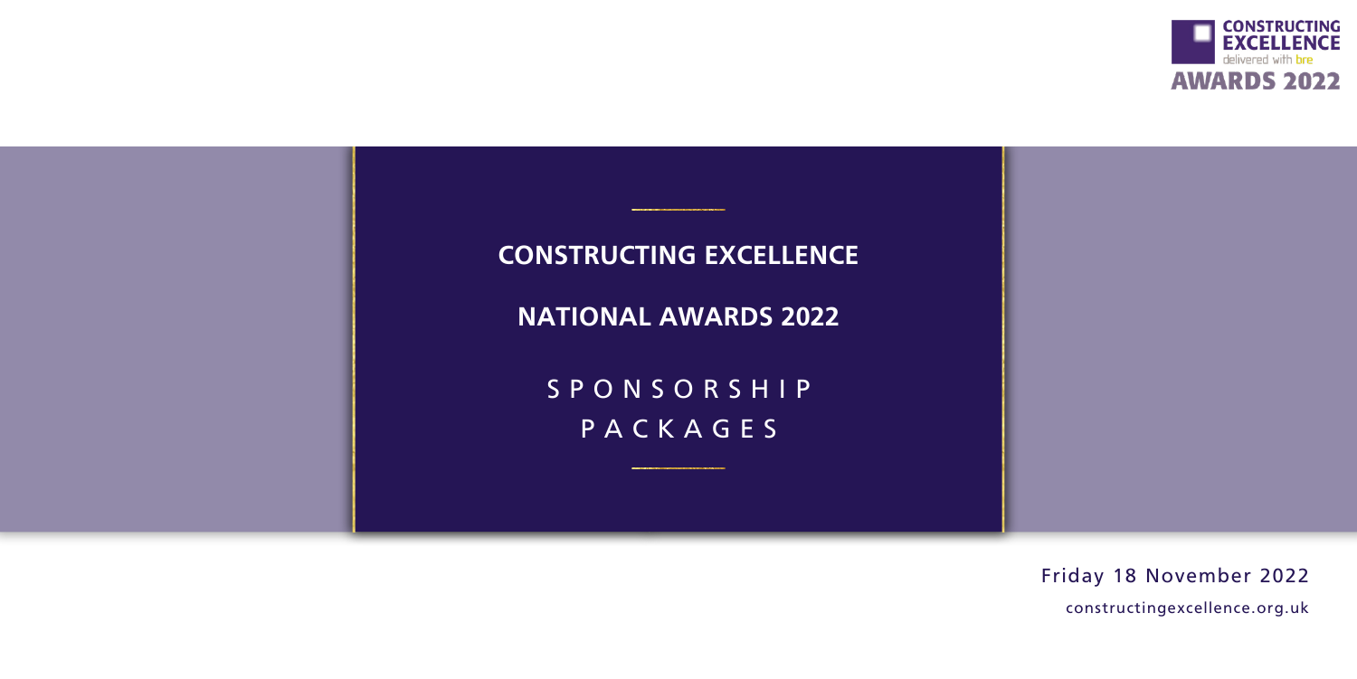CONSTRUCTING EXCELLENCE
delivered with bre
AWARDS 2022

# CONSTRUCTING EXCELLENCE

# NATIONAL AWARDS 2022

## SPONSORSHIP PACKAGES

Friday 18 November 2022

constructingexcellence.org.uk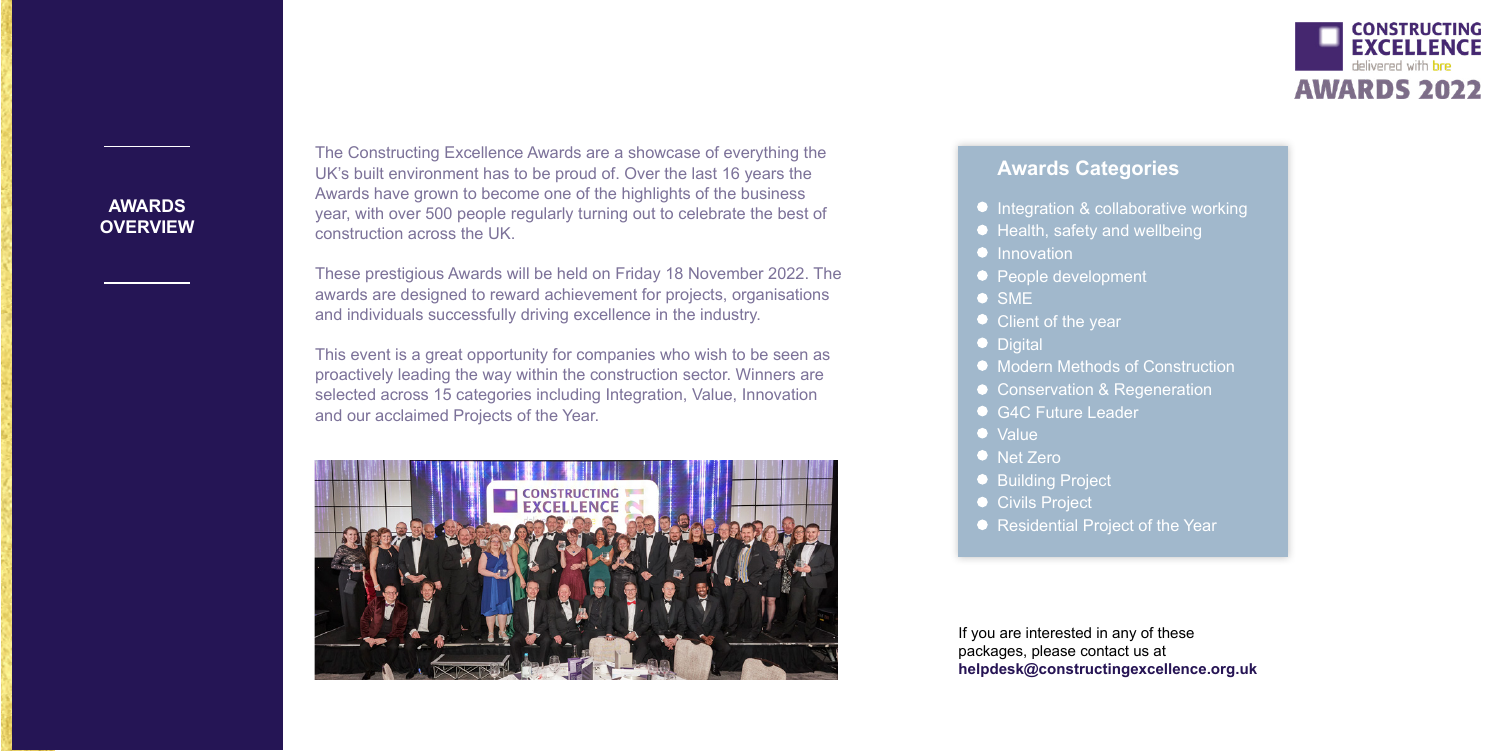## AWARDS OVERVIEW

The Constructing Excellence Awards are a showcase of everything the UK's built environment has to be proud of. Over the last 16 years the Awards have grown to become one of the highlights of the business year, with over 500 people regularly turning out to celebrate the best of construction across the UK.

These prestigious Awards will be held on Friday 18 November 2022. The awards are designed to reward achievement for projects, organisations and individuals successfully driving excellence in the industry.

This event is a great opportunity for companies who wish to be seen as proactively leading the way within the construction sector. Winners are selected across 15 categories including Integration, Value, Innovation and our acclaimed Projects of the Year.

### Awards Categories

- Integration & collaborative working
- Health, safety and wellbeing
- Innovation
- People development
- SME
- Client of the year
- Digital
- Modern Methods of Construction
- Conservation & Regeneration
- G4C Future Leader
- Value
- Net Zero
- Building Project
- Civils Project
- Residential Project of the Year

If you are interested in any of these packages, please contact us at **helpdesk@constructingexcellence.org.uk**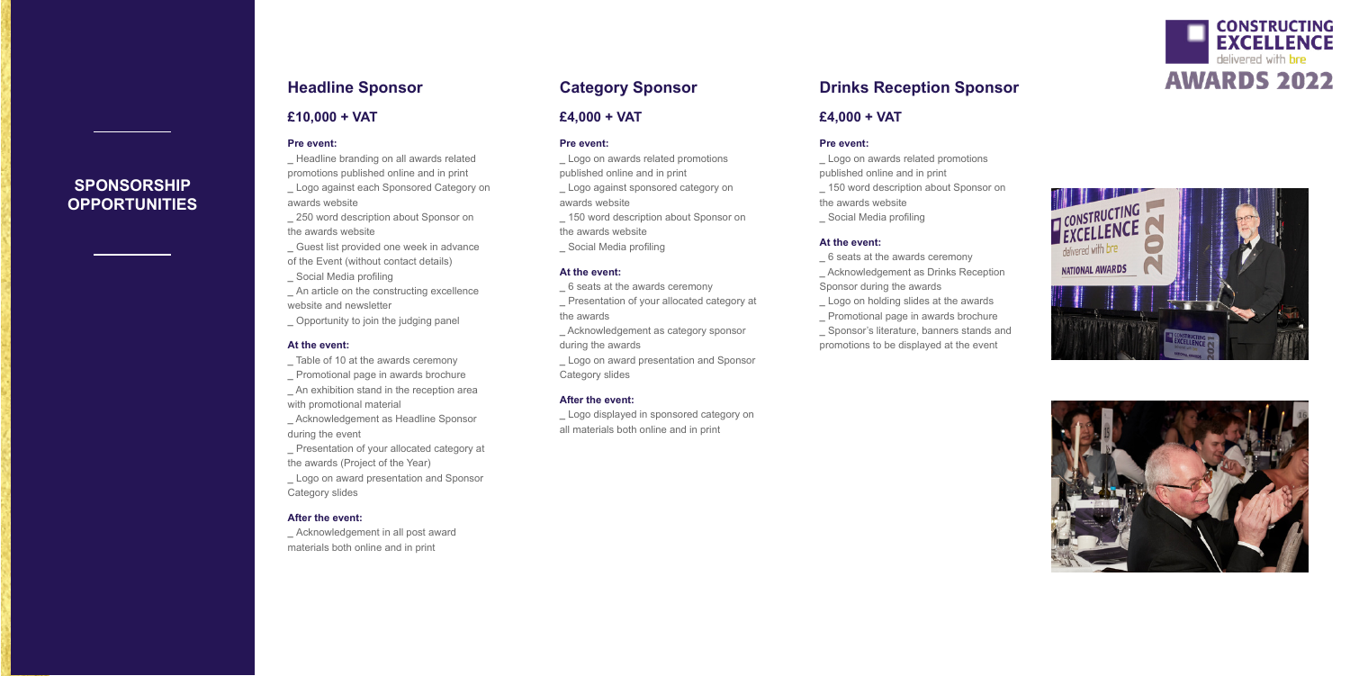# SPONSORSHIP OPPORTUNITIES

CONSTRUCTING EXCELLENCE delivered with bre AWARDS 2022

## Headline Sponsor

### £10,000 + VAT

**Pre event:**

_ Headline branding on all awards related promotions published online and in print
_ Logo against each Sponsored Category on awards website
_ 250 word description about Sponsor on the awards website
_ Guest list provided one week in advance of the Event (without contact details)
_ Social Media profiling
_ An article on the constructing excellence website and newsletter
_ Opportunity to join the judging panel

**At the event:**

_ Table of 10 at the awards ceremony
_ Promotional page in awards brochure
_ An exhibition stand in the reception area with promotional material
_ Acknowledgement as Headline Sponsor during the event
_ Presentation of your allocated category at the awards (Project of the Year)
_ Logo on award presentation and Sponsor Category slides

**After the event:**

_ Acknowledgement in all post award materials both online and in print

## Category Sponsor

### £4,000 + VAT

**Pre event:**

_ Logo on awards related promotions published online and in print
_ Logo against sponsored category on awards website
_ 150 word description about Sponsor on the awards website
_ Social Media profiling

**At the event:**

_ 6 seats at the awards ceremony
_ Presentation of your allocated category at the awards
_ Acknowledgement as category sponsor during the awards
_ Logo on award presentation and Sponsor Category slides

**After the event:**

_ Logo displayed in sponsored category on all materials both online and in print

## Drinks Reception Sponsor

### £4,000 + VAT

**Pre event:**

_ Logo on awards related promotions published online and in print
_ 150 word description about Sponsor on the awards website
_ Social Media profiling

**At the event:**

_ 6 seats at the awards ceremony
_ Acknowledgement as Drinks Reception Sponsor during the awards
_ Logo on holding slides at the awards
_ Promotional page in awards brochure
_ Sponsor's literature, banners stands and promotions to be displayed at the event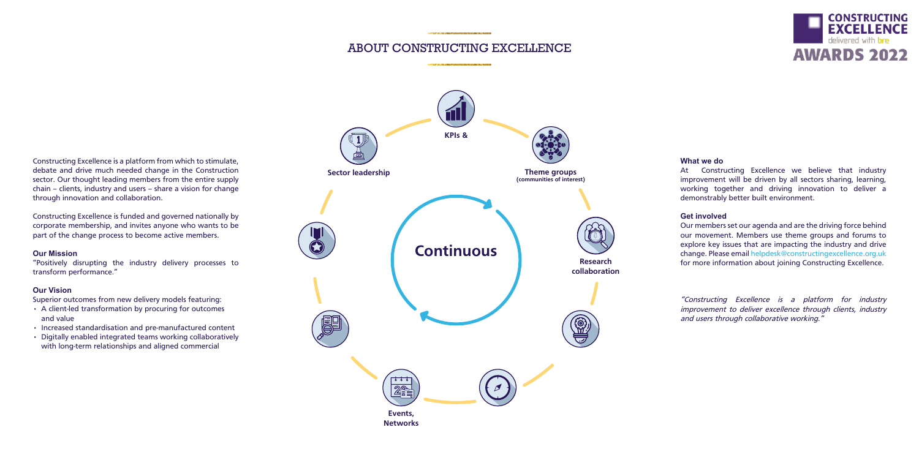# ABOUT CONSTRUCTING EXCELLENCE

Constructing Excellence is a platform from which to stimulate, debate and drive much needed change in the Construction sector. Our thought leading members from the entire supply chain – clients, industry and users – share a vision for change through innovation and collaboration.

Constructing Excellence is funded and governed nationally by corporate membership, and invites anyone who wants to be part of the change process to become active members.

### Our Mission

"Positively disrupting the industry delivery processes to transform performance."

### Our Vision

Superior outcomes from new delivery models featuring:

- A client-led transformation by procuring for outcomes and value
- Increased standardisation and pre-manufactured content
- Digitally enabled integrated teams working collaboratively with long-term relationships and aligned commercial

**KPIs &**

**Sector leadership**

**Theme groups (communities of interest)**

**Continuous**

**Research collaboration**

**Events, Networks**

### What we do

At Constructing Excellence we believe that industry improvement will be driven by all sectors sharing, learning, working together and driving innovation to deliver a demonstrably better built environment.

### Get involved

Our members set our agenda and are the driving force behind our movement. Members use theme groups and forums to explore key issues that are impacting the industry and drive change. Please email helpdesk@constructingexcellence.org.uk for more information about joining Constructing Excellence.

*"Constructing Excellence is a platform for industry improvement to deliver excellence through clients, industry and users through collaborative working."*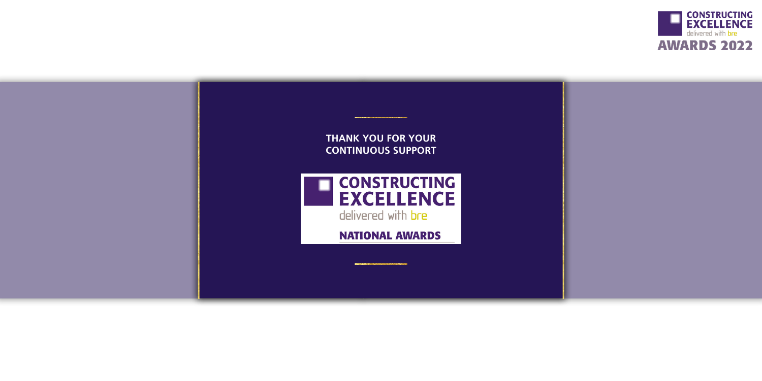THANK YOU FOR YOUR CONTINUOUS SUPPORT

CONSTRUCTING EXCELLENCE
delivered with bre

NATIONAL AWARDS